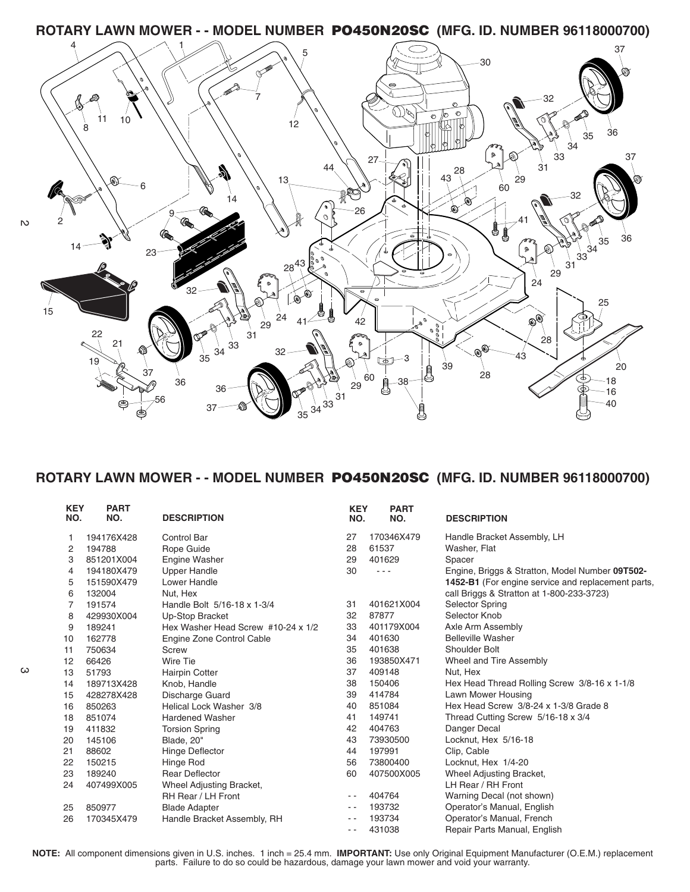# ROTARY LAWN MOWER - - MODEL NUMBER PO450N20SC (MFG. ID. NUMBER 96118000700)

## ROTARY LAWN MOWER - - MODEL NUMBER PO450N20SC (MFG. ID. NUMBER 96118000700)

| KEY NO. | PART NO. | DESCRIPTION |
|---|---|---|
| 1 | 194176X428 | Control Bar |
| 2 | 194788 | Rope Guide |
| 3 | 851201X004 | Engine Washer |
| 4 | 194180X479 | Upper Handle |
| 5 | 151590X479 | Lower Handle |
| 6 | 132004 | Nut, Hex |
| 7 | 191574 | Handle Bolt 5/16-18 x 1-3/4 |
| 8 | 429930X004 | Up-Stop Bracket |
| 9 | 189241 | Hex Washer Head Screw #10-24 x 1/2 |
| 10 | 162778 | Engine Zone Control Cable |
| 11 | 750634 | Screw |
| 12 | 66426 | Wire Tie |
| 13 | 51793 | Hairpin Cotter |
| 14 | 189713X428 | Knob, Handle |
| 15 | 428278X428 | Discharge Guard |
| 16 | 850263 | Helical Lock Washer 3/8 |
| 18 | 851074 | Hardened Washer |
| 19 | 411832 | Torsion Spring |
| 20 | 145106 | Blade, 20" |
| 21 | 88602 | Hinge Deflector |
| 22 | 150215 | Hinge Rod |
| 23 | 189240 | Rear Deflector |
| 24 | 407499X005 | Wheel Adjusting Bracket, RH Rear / LH Front |
| 25 | 850977 | Blade Adapter |
| 26 | 170345X479 | Handle Bracket Assembly, RH |
| 27 | 170346X479 | Handle Bracket Assembly, LH |
| 28 | 61537 | Washer, Flat |
| 29 | 401629 | Spacer |
| 30 | - - - | Engine, Briggs & Stratton, Model Number **09T502-1452-B1** (For engine service and replacement parts, call Briggs & Stratton at 1-800-233-3723) |
| 31 | 401621X004 | Selector Spring |
| 32 | 87877 | Selector Knob |
| 33 | 401179X004 | Axle Arm Assembly |
| 34 | 401630 | Belleville Washer |
| 35 | 401638 | Shoulder Bolt |
| 36 | 193850X471 | Wheel and Tire Assembly |
| 37 | 409148 | Nut, Hex |
| 38 | 150406 | Hex Head Thread Rolling Screw 3/8-16 x 1-1/8 |
| 39 | 414784 | Lawn Mower Housing |
| 40 | 851084 | Hex Head Screw 3/8-24 x 1-3/8 Grade 8 |
| 41 | 149741 | Thread Cutting Screw 5/16-18 x 3/4 |
| 42 | 404763 | Danger Decal |
| 43 | 73930500 | Locknut, Hex 5/16-18 |
| 44 | 197991 | Clip, Cable |
| 56 | 73800400 | Locknut, Hex 1/4-20 |
| 60 | 407500X005 | Wheel Adjusting Bracket, LH Rear / RH Front |
| - - | 404764 | Warning Decal (not shown) |
| - - | 193732 | Operator's Manual, English |
| - - | 193734 | Operator's Manual, French |
| - - | 431038 | Repair Parts Manual, English |

**NOTE:** All component dimensions given in U.S. inches. 1 inch = 25.4 mm. **IMPORTANT:** Use only Original Equipment Manufacturer (O.E.M.) replacement parts. Failure to do so could be hazardous, damage your lawn mower and void your warranty.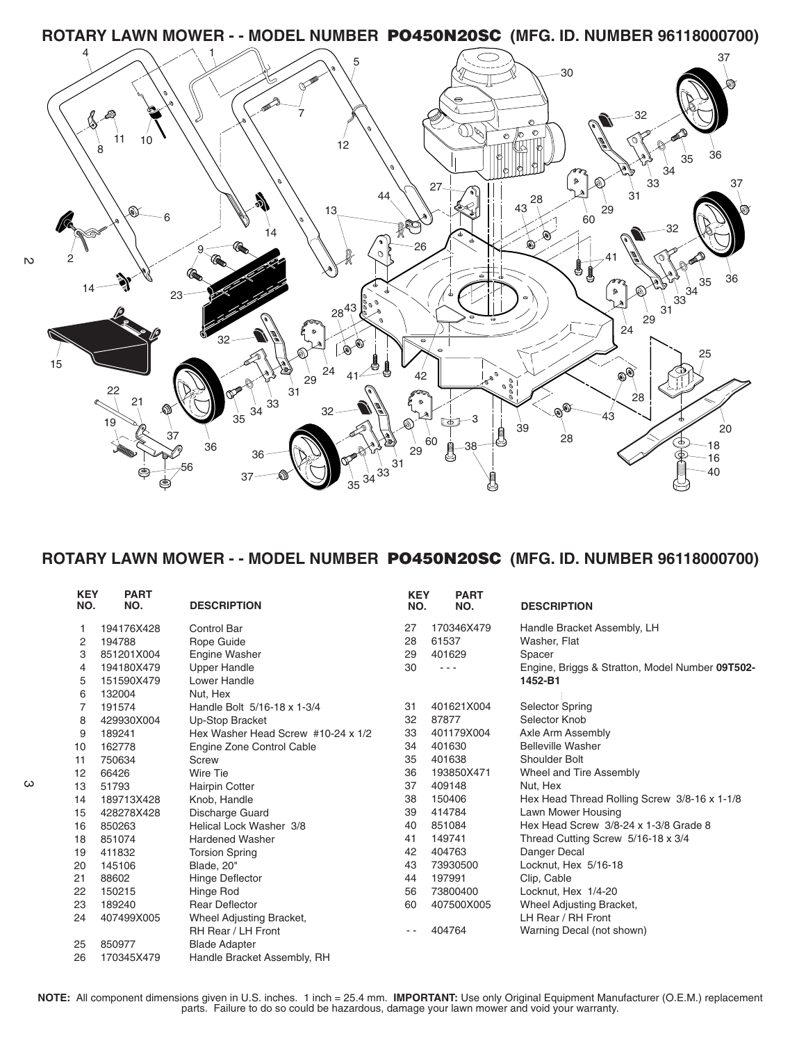## ROTARY LAWN MOWER - - MODEL NUMBER PO450N20SC (MFG. ID. NUMBER 96118000700)

## ROTARY LAWN MOWER - - MODEL NUMBER PO450N20SC (MFG. ID. NUMBER 96118000700)

| KEY NO. | PART NO. | DESCRIPTION |
|---|---|---|
| 1 | 194176X428 | Control Bar |
| 2 | 194788 | Rope Guide |
| 3 | 851201X004 | Engine Washer |
| 4 | 194180X479 | Upper Handle |
| 5 | 151590X479 | Lower Handle |
| 6 | 132004 | Nut, Hex |
| 7 | 191574 | Handle Bolt 5/16-18 x 1-3/4 |
| 8 | 429930X004 | Up-Stop Bracket |
| 9 | 189241 | Hex Washer Head Screw #10-24 x 1/2 |
| 10 | 162778 | Engine Zone Control Cable |
| 11 | 750634 | Screw |
| 12 | 66426 | Wire Tie |
| 13 | 51793 | Hairpin Cotter |
| 14 | 189713X428 | Knob, Handle |
| 15 | 428278X428 | Discharge Guard |
| 16 | 850263 | Helical Lock Washer 3/8 |
| 18 | 851074 | Hardened Washer |
| 19 | 411832 | Torsion Spring |
| 20 | 145106 | Blade, 20" |
| 21 | 88602 | Hinge Deflector |
| 22 | 150215 | Hinge Rod |
| 23 | 189240 | Rear Deflector |
| 24 | 407499X005 | Wheel Adjusting Bracket, RH Rear / LH Front |
| 25 | 850977 | Blade Adapter |
| 26 | 170345X479 | Handle Bracket Assembly, RH |
| 27 | 170346X479 | Handle Bracket Assembly, LH |
| 28 | 61537 | Washer, Flat |
| 29 | 401629 | Spacer |
| 30 | - - - | Engine, Briggs & Stratton, Model Number **09T502-1452-B1** |
| 31 | 401621X004 | Selector Spring |
| 32 | 87877 | Selector Knob |
| 33 | 401179X004 | Axle Arm Assembly |
| 34 | 401630 | Belleville Washer |
| 35 | 401638 | Shoulder Bolt |
| 36 | 193850X471 | Wheel and Tire Assembly |
| 37 | 409148 | Nut, Hex |
| 38 | 150406 | Hex Head Thread Rolling Screw 3/8-16 x 1-1/8 |
| 39 | 414784 | Lawn Mower Housing |
| 40 | 851084 | Hex Head Screw 3/8-24 x 1-3/8 Grade 8 |
| 41 | 149741 | Thread Cutting Screw 5/16-18 x 3/4 |
| 42 | 404763 | Danger Decal |
| 43 | 73930500 | Locknut, Hex 5/16-18 |
| 44 | 197991 | Clip, Cable |
| 56 | 73800400 | Locknut, Hex 1/4-20 |
| 60 | 407500X005 | Wheel Adjusting Bracket, LH Rear / RH Front |
| - - | 404764 | Warning Decal (not shown) |

**NOTE:** All component dimensions given in U.S. inches. 1 inch = 25.4 mm. **IMPORTANT:** Use only Original Equipment Manufacturer (O.E.M.) replacement parts. Failure to do so could be hazardous, damage your lawn mower and void your warranty.